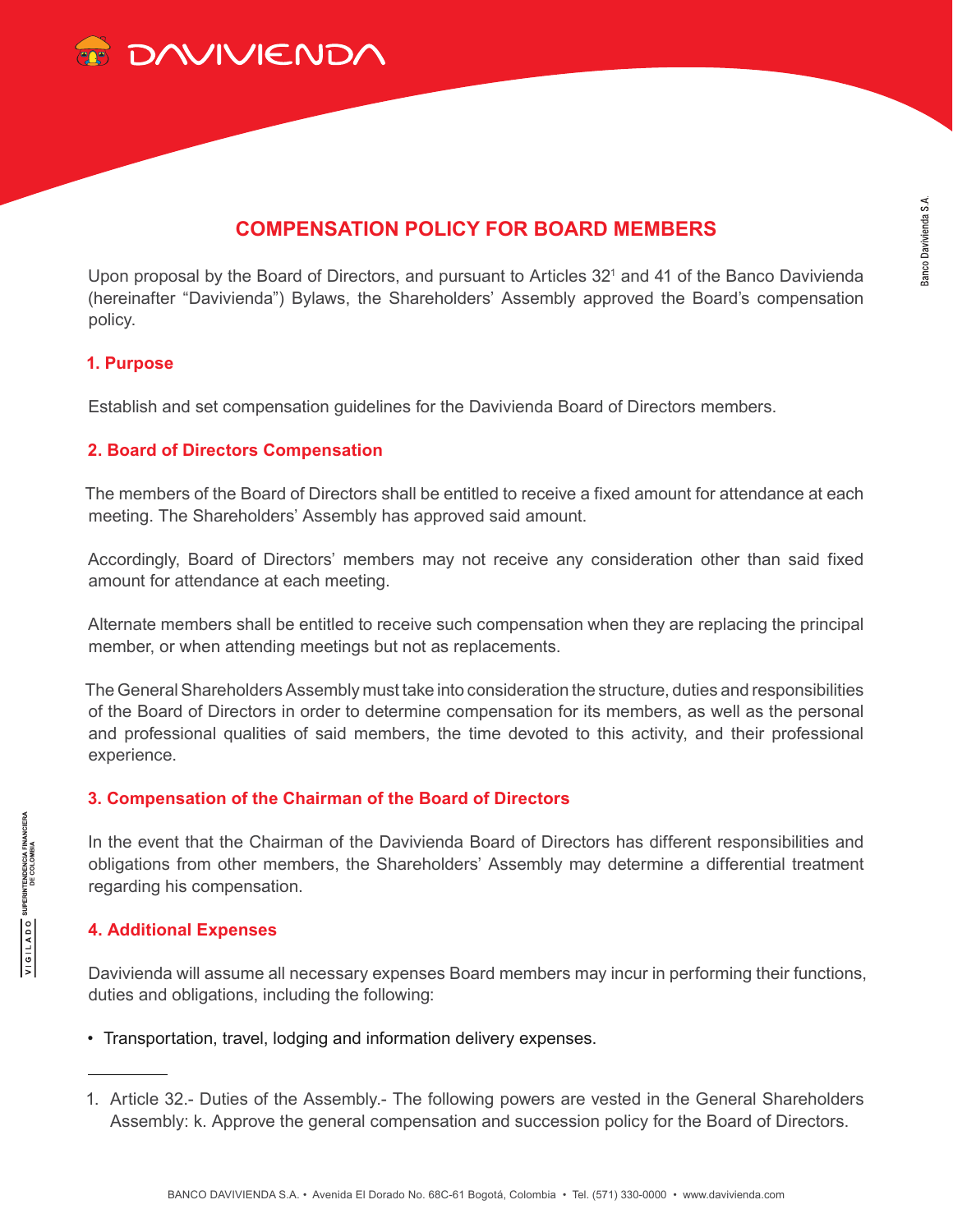# COMPENSATION POLICY FOR BOARD MEMBERS

Upon proposal by the Board of Directors, and pursuant to Articles 32[1] and 41 of the Banco Davivienda (hereinafter “Davivienda”) Bylaws, the Shareholders’ Assembly approved the Board’s compensation policy.

## 1. Purpose

Establish and set compensation guidelines for the Davivienda Board of Directors members.

## 2. Board of Directors Compensation

The members of the Board of Directors shall be entitled to receive a fixed amount for attendance at each meeting. The Shareholders’ Assembly has approved said amount.

Accordingly, Board of Directors’ members may not receive any consideration other than said fixed amount for attendance at each meeting.

Alternate members shall be entitled to receive such compensation when they are replacing the principal member, or when attending meetings but not as replacements.

The General Shareholders Assembly must take into consideration the structure, duties and responsibilities of the Board of Directors in order to determine compensation for its members, as well as the personal and professional qualities of said members, the time devoted to this activity, and their professional experience.

## 3. Compensation of the Chairman of the Board of Directors

In the event that the Chairman of the Davivienda Board of Directors has different responsibilities and obligations from other members, the Shareholders’ Assembly may determine a differential treatment regarding his compensation.

## 4. Additional Expenses

Davivienda will assume all necessary expenses Board members may incur in performing their functions, duties and obligations, including the following:

- Transportation, travel, lodging and information delivery expenses.

---

1. Article 32.- Duties of the Assembly.- The following powers are vested in the General Shareholders Assembly: k. Approve the general compensation and succession policy for the Board of Directors.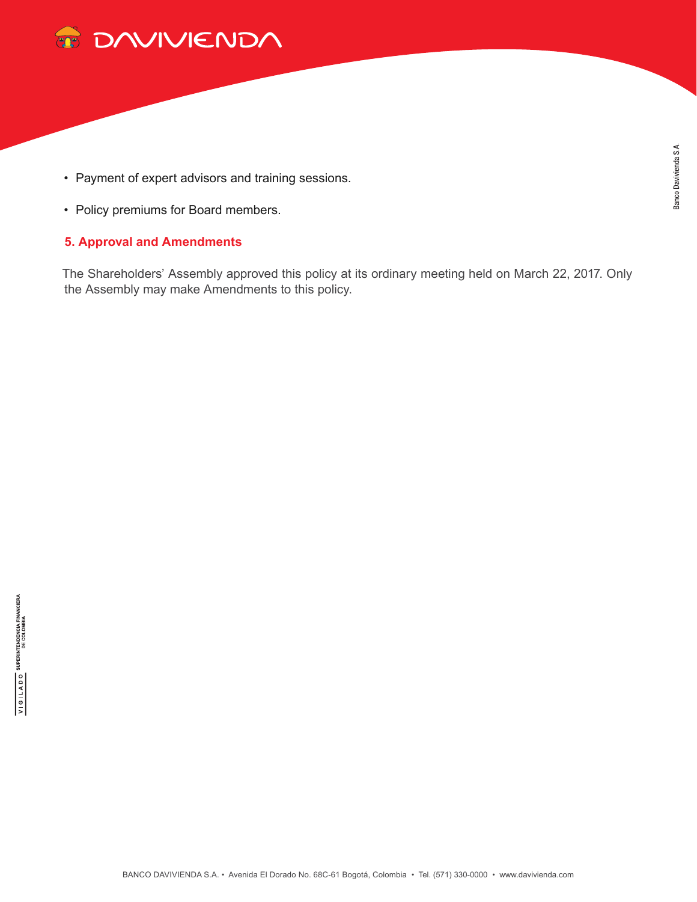- Payment of expert advisors and training sessions.
- Policy premiums for Board members.

## 5. Approval and Amendments

The Shareholders' Assembly approved this policy at its ordinary meeting held on March 22, 2017. Only the Assembly may make Amendments to this policy.